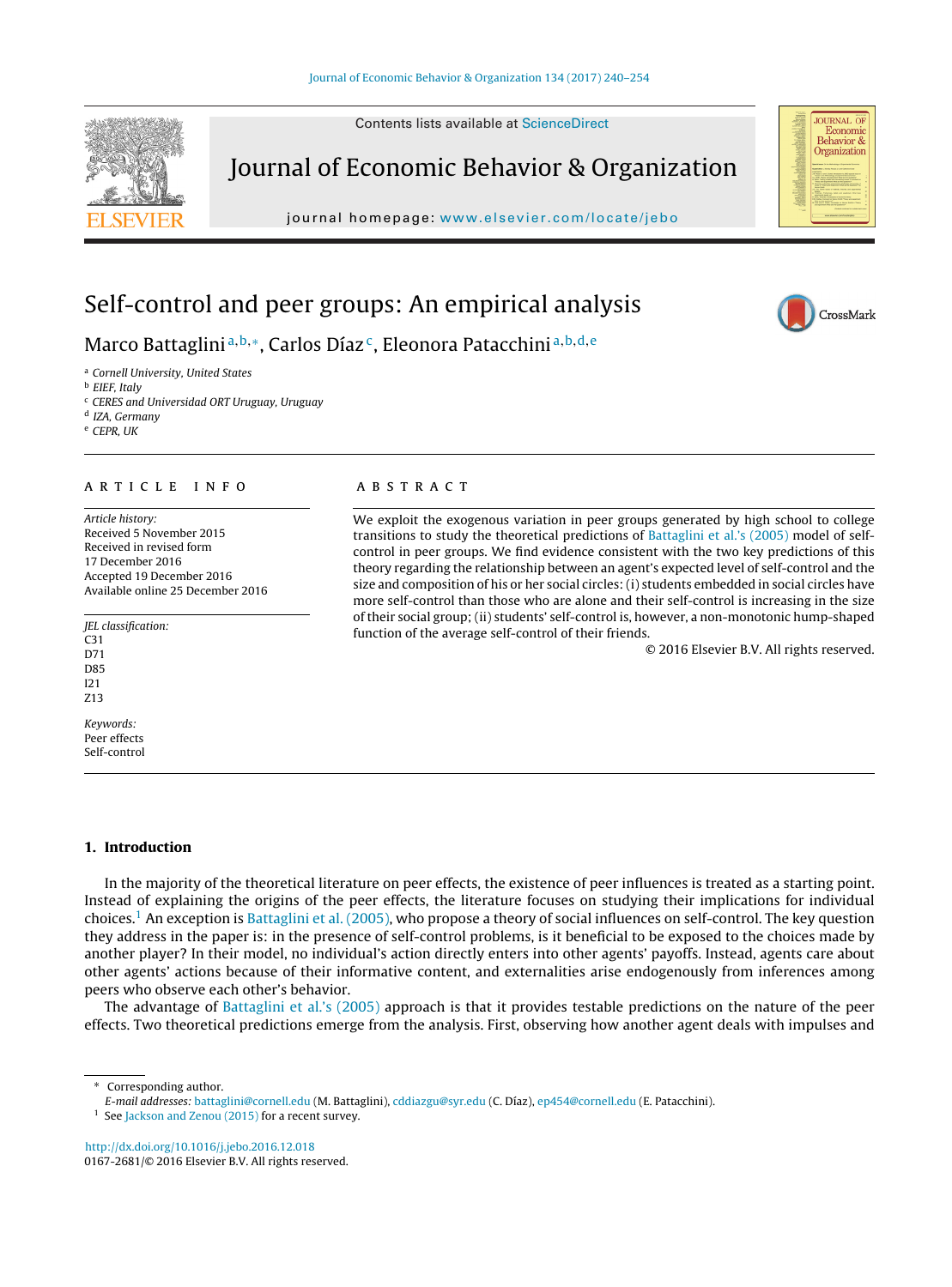# Self-control and peer groups: An empirical analysis

Marco Battaglini[a,b,*], Carlos Díaz[c], Eleonora Patacchini[a,b,d,e]

[a] Cornell University, United States
[b] EIEF, Italy
[c] CERES and Universidad ORT Uruguay, Uruguay
[d] IZA, Germany
[e] CEPR, UK

## ARTICLE INFO

*Article history:*
Received 5 November 2015
Received in revised form
17 December 2016
Accepted 19 December 2016
Available online 25 December 2016

*JEL classification:*
C31
D71
D85
I21
Z13

*Keywords:*
Peer effects
Self-control

## ABSTRACT

We exploit the exogenous variation in peer groups generated by high school to college transitions to study the theoretical predictions of Battaglini et al.'s (2005) model of self-control in peer groups. We find evidence consistent with the two key predictions of this theory regarding the relationship between an agent's expected level of self-control and the size and composition of his or her social circles: (i) students embedded in social circles have more self-control than those who are alone and their self-control is increasing in the size of their social group; (ii) students' self-control is, however, a non-monotonic hump-shaped function of the average self-control of their friends.

© 2016 Elsevier B.V. All rights reserved.

## 1. Introduction

In the majority of the theoretical literature on peer effects, the existence of peer influences is treated as a starting point. Instead of explaining the origins of the peer effects, the literature focuses on studying their implications for individual choices.[1] An exception is Battaglini et al. (2005), who propose a theory of social influences on self-control. The key question they address in the paper is: in the presence of self-control problems, is it beneficial to be exposed to the choices made by another player? In their model, no individual's action directly enters into other agents' payoffs. Instead, agents care about other agents' actions because of their informative content, and externalities arise endogenously from inferences among peers who observe each other's behavior.

The advantage of Battaglini et al.'s (2005) approach is that it provides testable predictions on the nature of the peer effects. Two theoretical predictions emerge from the analysis. First, observing how another agent deals with impulses and

---

\* Corresponding author.
*E-mail addresses:* battaglini@cornell.edu (M. Battaglini), cddiazgu@syr.edu (C. Díaz), ep454@cornell.edu (E. Patacchini).

[1] See Jackson and Zenou (2015) for a recent survey.

http://dx.doi.org/10.1016/j.jebo.2016.12.018
0167-2681/© 2016 Elsevier B.V. All rights reserved.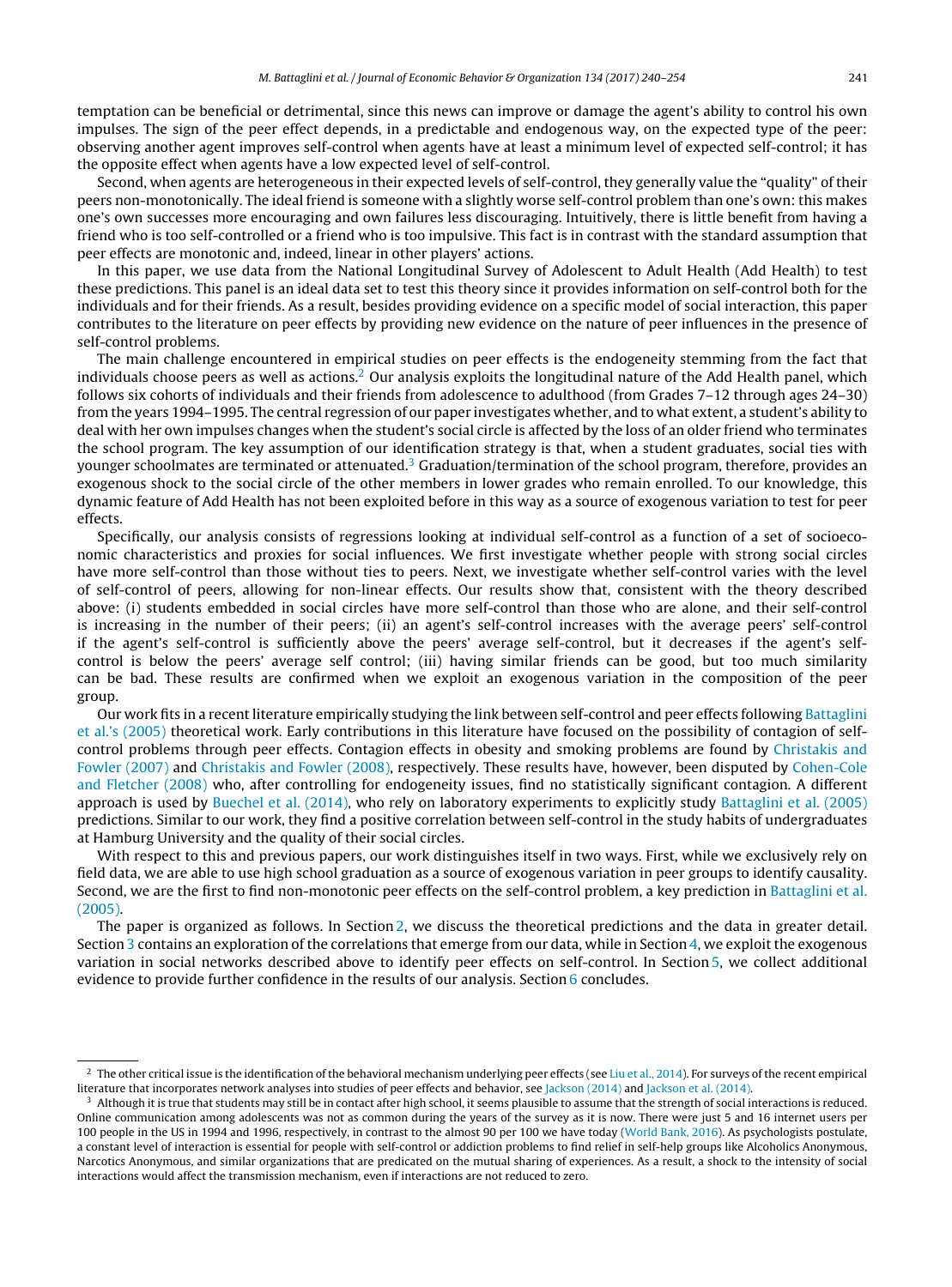temptation can be beneficial or detrimental, since this news can improve or damage the agent's ability to control his own impulses. The sign of the peer effect depends, in a predictable and endogenous way, on the expected type of the peer: observing another agent improves self-control when agents have at least a minimum level of expected self-control; it has the opposite effect when agents have a low expected level of self-control.

Second, when agents are heterogeneous in their expected levels of self-control, they generally value the "quality" of their peers non-monotonically. The ideal friend is someone with a slightly worse self-control problem than one's own: this makes one's own successes more encouraging and own failures less discouraging. Intuitively, there is little benefit from having a friend who is too self-controlled or a friend who is too impulsive. This fact is in contrast with the standard assumption that peer effects are monotonic and, indeed, linear in other players' actions.

In this paper, we use data from the National Longitudinal Survey of Adolescent to Adult Health (Add Health) to test these predictions. This panel is an ideal data set to test this theory since it provides information on self-control both for the individuals and for their friends. As a result, besides providing evidence on a specific model of social interaction, this paper contributes to the literature on peer effects by providing new evidence on the nature of peer influences in the presence of self-control problems.

The main challenge encountered in empirical studies on peer effects is the endogeneity stemming from the fact that individuals choose peers as well as actions.[2] Our analysis exploits the longitudinal nature of the Add Health panel, which follows six cohorts of individuals and their friends from adolescence to adulthood (from Grades 7–12 through ages 24–30) from the years 1994–1995. The central regression of our paper investigates whether, and to what extent, a student's ability to deal with her own impulses changes when the student's social circle is affected by the loss of an older friend who terminates the school program. The key assumption of our identification strategy is that, when a student graduates, social ties with younger schoolmates are terminated or attenuated.[3] Graduation/termination of the school program, therefore, provides an exogenous shock to the social circle of the other members in lower grades who remain enrolled. To our knowledge, this dynamic feature of Add Health has not been exploited before in this way as a source of exogenous variation to test for peer effects.

Specifically, our analysis consists of regressions looking at individual self-control as a function of a set of socioeconomic characteristics and proxies for social influences. We first investigate whether people with strong social circles have more self-control than those without ties to peers. Next, we investigate whether self-control varies with the level of self-control of peers, allowing for non-linear effects. Our results show that, consistent with the theory described above: (i) students embedded in social circles have more self-control than those who are alone, and their self-control is increasing in the number of their peers; (ii) an agent's self-control increases with the average peers' self-control if the agent's self-control is sufficiently above the peers' average self-control, but it decreases if the agent's self-control is below the peers' average self control; (iii) having similar friends can be good, but too much similarity can be bad. These results are confirmed when we exploit an exogenous variation in the composition of the peer group.

Our work fits in a recent literature empirically studying the link between self-control and peer effects following Battaglini et al.'s (2005) theoretical work. Early contributions in this literature have focused on the possibility of contagion of self-control problems through peer effects. Contagion effects in obesity and smoking problems are found by Christakis and Fowler (2007) and Christakis and Fowler (2008), respectively. These results have, however, been disputed by Cohen-Cole and Fletcher (2008) who, after controlling for endogeneity issues, find no statistically significant contagion. A different approach is used by Buechel et al. (2014), who rely on laboratory experiments to explicitly study Battaglini et al. (2005) predictions. Similar to our work, they find a positive correlation between self-control in the study habits of undergraduates at Hamburg University and the quality of their social circles.

With respect to this and previous papers, our work distinguishes itself in two ways. First, while we exclusively rely on field data, we are able to use high school graduation as a source of exogenous variation in peer groups to identify causality. Second, we are the first to find non-monotonic peer effects on the self-control problem, a key prediction in Battaglini et al. (2005).

The paper is organized as follows. In Section 2, we discuss the theoretical predictions and the data in greater detail. Section 3 contains an exploration of the correlations that emerge from our data, while in Section 4, we exploit the exogenous variation in social networks described above to identify peer effects on self-control. In Section 5, we collect additional evidence to provide further confidence in the results of our analysis. Section 6 concludes.

---

[2] The other critical issue is the identification of the behavioral mechanism underlying peer effects (see Liu et al., 2014). For surveys of the recent empirical literature that incorporates network analyses into studies of peer effects and behavior, see Jackson (2014) and Jackson et al. (2014).

[3] Although it is true that students may still be in contact after high school, it seems plausible to assume that the strength of social interactions is reduced. Online communication among adolescents was not as common during the years of the survey as it is now. There were just 5 and 16 internet users per 100 people in the US in 1994 and 1996, respectively, in contrast to the almost 90 per 100 we have today (World Bank, 2016). As psychologists postulate, a constant level of interaction is essential for people with self-control or addiction problems to find relief in self-help groups like Alcoholics Anonymous, Narcotics Anonymous, and similar organizations that are predicated on the mutual sharing of experiences. As a result, a shock to the intensity of social interactions would affect the transmission mechanism, even if interactions are not reduced to zero.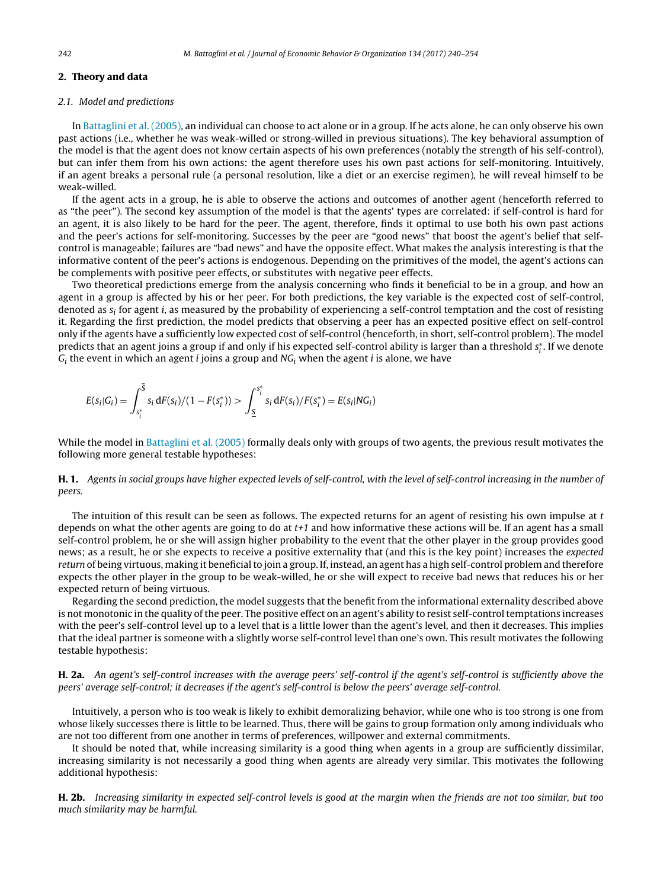## 2. Theory and data

### 2.1. Model and predictions

In Battaglini et al. (2005), an individual can choose to act alone or in a group. If he acts alone, he can only observe his own past actions (i.e., whether he was weak-willed or strong-willed in previous situations). The key behavioral assumption of the model is that the agent does not know certain aspects of his own preferences (notably the strength of his self-control), but can infer them from his own actions: the agent therefore uses his own past actions for self-monitoring. Intuitively, if an agent breaks a personal rule (a personal resolution, like a diet or an exercise regimen), he will reveal himself to be weak-willed.

If the agent acts in a group, he is able to observe the actions and outcomes of another agent (henceforth referred to as "the peer"). The second key assumption of the model is that the agents' types are correlated: if self-control is hard for an agent, it is also likely to be hard for the peer. The agent, therefore, finds it optimal to use both his own past actions and the peer's actions for self-monitoring. Successes by the peer are "good news" that boost the agent's belief that self-control is manageable; failures are "bad news" and have the opposite effect. What makes the analysis interesting is that the informative content of the peer's actions is endogenous. Depending on the primitives of the model, the agent's actions can be complements with positive peer effects, or substitutes with negative peer effects.

Two theoretical predictions emerge from the analysis concerning who finds it beneficial to be in a group, and how an agent in a group is affected by his or her peer. For both predictions, the key variable is the expected cost of self-control, denoted as $s_i$ for agent $i$, as measured by the probability of experiencing a self-control temptation and the cost of resisting it. Regarding the first prediction, the model predicts that observing a peer has an expected positive effect on self-control only if the agents have a sufficiently low expected cost of self-control (henceforth, in short, self-control problem). The model predicts that an agent joins a group if and only if his expected self-control ability is larger than a threshold $s_i^*$. If we denote $G_i$ the event in which an agent $i$ joins a group and $NG_i$ when the agent $i$ is alone, we have

$$E(s_i|G_i) = \int_{s_i^*}^{\bar{s}} s_i \, dF(s_i)/(1 - F(s_i^*)) > \int_{\underline{s}}^{s_i^*} s_i \, dF(s_i)/F(s_i^*) = E(s_i|NG_i)$$

While the model in Battaglini et al. (2005) formally deals only with groups of two agents, the previous result motivates the following more general testable hypotheses:

**H. 1.** *Agents in social groups have higher expected levels of self-control, with the level of self-control increasing in the number of peers.*

The intuition of this result can be seen as follows. The expected returns for an agent of resisting his own impulse at $t$ depends on what the other agents are going to do at $t+1$ and how informative these actions will be. If an agent has a small self-control problem, he or she will assign higher probability to the event that the other player in the group provides good news; as a result, he or she expects to receive a positive externality that (and this is the key point) increases the *expected return* of being virtuous, making it beneficial to join a group. If, instead, an agent has a high self-control problem and therefore expects the other player in the group to be weak-willed, he or she will expect to receive bad news that reduces his or her expected return of being virtuous.

Regarding the second prediction, the model suggests that the benefit from the informational externality described above is not monotonic in the quality of the peer. The positive effect on an agent's ability to resist self-control temptations increases with the peer's self-control level up to a level that is a little lower than the agent's level, and then it decreases. This implies that the ideal partner is someone with a slightly worse self-control level than one's own. This result motivates the following testable hypothesis:

**H. 2a.** *An agent's self-control increases with the average peers' self-control if the agent's self-control is sufficiently above the peers' average self-control; it decreases if the agent's self-control is below the peers' average self-control.*

Intuitively, a person who is too weak is likely to exhibit demoralizing behavior, while one who is too strong is one from whose likely successes there is little to be learned. Thus, there will be gains to group formation only among individuals who are not too different from one another in terms of preferences, willpower and external commitments.

It should be noted that, while increasing similarity is a good thing when agents in a group are sufficiently dissimilar, increasing similarity is not necessarily a good thing when agents are already very similar. This motivates the following additional hypothesis:

**H. 2b.** *Increasing similarity in expected self-control levels is good at the margin when the friends are not too similar, but too much similarity may be harmful.*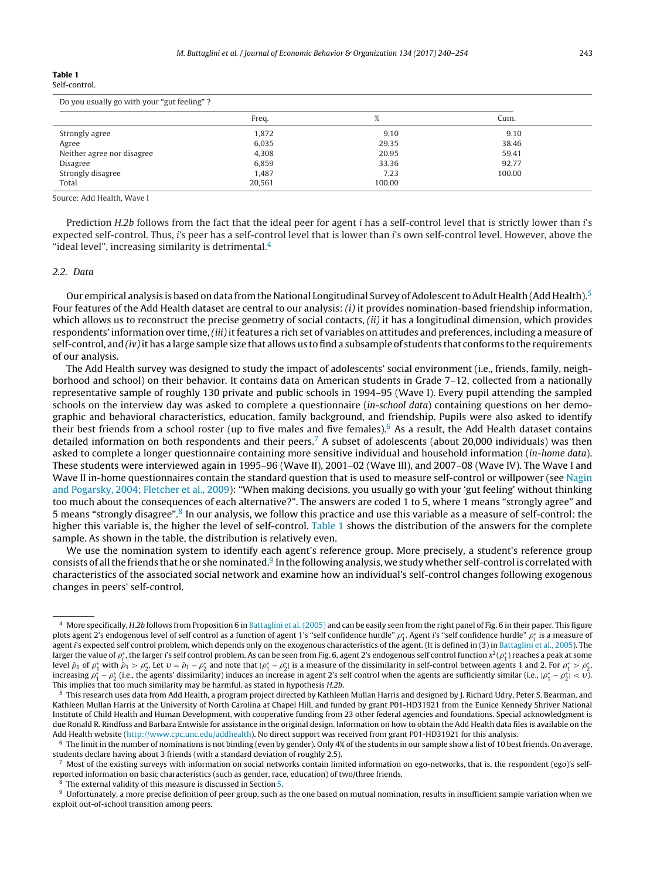**Table 1**
Self-control.

| Do you usually go with your "gut feeling" ? | | | |
|---|---|---|---|
| | Freq. | % | Cum. |
| Strongly agree | 1,872 | 9.10 | 9.10 |
| Agree | 6,035 | 29.35 | 38.46 |
| Neither agree nor disagree | 4,308 | 20.95 | 59.41 |
| Disagree | 6,859 | 33.36 | 92.77 |
| Strongly disagree | 1,487 | 7.23 | 100.00 |
| Total | 20,561 | 100.00 | |

Source: Add Health, Wave I

Prediction *H.2b* follows from the fact that the ideal peer for agent *i* has a self-control level that is strictly lower than *i*'s expected self-control. Thus, *i*'s peer has a self-control level that is lower than *i*'s own self-control level. However, above the "ideal level", increasing similarity is detrimental.[4]

### 2.2. Data

Our empirical analysis is based on data from the National Longitudinal Survey of Adolescent to Adult Health (Add Health).[5] Four features of the Add Health dataset are central to our analysis: *(i)* it provides nomination-based friendship information, which allows us to reconstruct the precise geometry of social contacts, *(ii)* it has a longitudinal dimension, which provides respondents' information over time, *(iii)* it features a rich set of variables on attitudes and preferences, including a measure of self-control, and *(iv)* it has a large sample size that allows us to find a subsample of students that conforms to the requirements of our analysis.

The Add Health survey was designed to study the impact of adolescents' social environment (i.e., friends, family, neighborhood and school) on their behavior. It contains data on American students in Grade 7–12, collected from a nationally representative sample of roughly 130 private and public schools in 1994–95 (Wave I). Every pupil attending the sampled schools on the interview day was asked to complete a questionnaire (*in-school data*) containing questions on her demographic and behavioral characteristics, education, family background, and friendship. Pupils were also asked to identify their best friends from a school roster (up to five males and five females).[6] As a result, the Add Health dataset contains detailed information on both respondents and their peers.[7] A subset of adolescents (about 20,000 individuals) was then asked to complete a longer questionnaire containing more sensitive individual and household information (*in-home data*). These students were interviewed again in 1995–96 (Wave II), 2001–02 (Wave III), and 2007–08 (Wave IV). The Wave I and Wave II in-home questionnaires contain the standard question that is used to measure self-control or willpower (see Nagin and Pogarsky, 2004; Fletcher et al., 2009): "When making decisions, you usually go with your 'gut feeling' without thinking too much about the consequences of each alternative?". The answers are coded 1 to 5, where 1 means "strongly agree" and 5 means "strongly disagree".[8] In our analysis, we follow this practice and use this variable as a measure of self-control: the higher this variable is, the higher the level of self-control. Table 1 shows the distribution of the answers for the complete sample. As shown in the table, the distribution is relatively even.

We use the nomination system to identify each agent's reference group. More precisely, a student's reference group consists of all the friends that he or she nominated.[9] In the following analysis, we study whether self-control is correlated with characteristics of the associated social network and examine how an individual's self-control changes following exogenous changes in peers' self-control.

---

[4] More specifically, *H.2b* follows from Proposition 6 in Battaglini et al. (2005) and can be easily seen from the right panel of Fig. 6 in their paper. This figure plots agent 2's endogenous level of self control as a function of agent 1's "self confidence hurdle" $\rho_1^*$. Agent *i*'s "self confidence hurdle" $\rho_i^*$ is a measure of agent *i*'s expected self control problem, which depends only on the exogenous characteristics of the agent. (It is defined in (3) in Battaglini et al., 2005). The larger the value of $\rho_i^*$, the larger *i*'s self control problem. As can be seen from Fig. 6, agent 2's endogenous self control function $x^2(\rho_1^*)$ reaches a peak at some level $\tilde{\rho}_1$ of $\rho_1^*$ with $\tilde{\rho}_1 > \rho_2^*$. Let $\upsilon = \tilde{\rho}_1 - \rho_2^*$ and note that $|\rho_1^* - \rho_2^*|$ is a measure of the dissimilarity in self-control between agents 1 and 2. For $\rho_1^* > \rho_2^*$, increasing $\rho_1^* - \rho_2^*$ (i.e., the agents' dissimilarity) induces an increase in agent 2's self control when the agents are sufficiently similar (i.e., $|\rho_1^* - \rho_2^*| < \upsilon$). This implies that too much similarity may be harmful, as stated in hypothesis *H.2b*.

[5] This research uses data from Add Health, a program project directed by Kathleen Mullan Harris and designed by J. Richard Udry, Peter S. Bearman, and Kathleen Mullan Harris at the University of North Carolina at Chapel Hill, and funded by grant P01-HD31921 from the Eunice Kennedy Shriver National Institute of Child Health and Human Development, with cooperative funding from 23 other federal agencies and foundations. Special acknowledgment is due Ronald R. Rindfuss and Barbara Entwisle for assistance in the original design. Information on how to obtain the Add Health data files is available on the Add Health website (http://www.cpc.unc.edu/addhealth). No direct support was received from grant P01-HD31921 for this analysis.

[6] The limit in the number of nominations is not binding (even by gender). Only 4% of the students in our sample show a list of 10 best friends. On average, students declare having about 3 friends (with a standard deviation of roughly 2.5).

[7] Most of the existing surveys with information on social networks contain limited information on ego-networks, that is, the respondent (ego)'s self-reported information on basic characteristics (such as gender, race, education) of two/three friends.

[8] The external validity of this measure is discussed in Section 5.

[9] Unfortunately, a more precise definition of peer group, such as the one based on mutual nomination, results in insufficient sample variation when we exploit out-of-school transition among peers.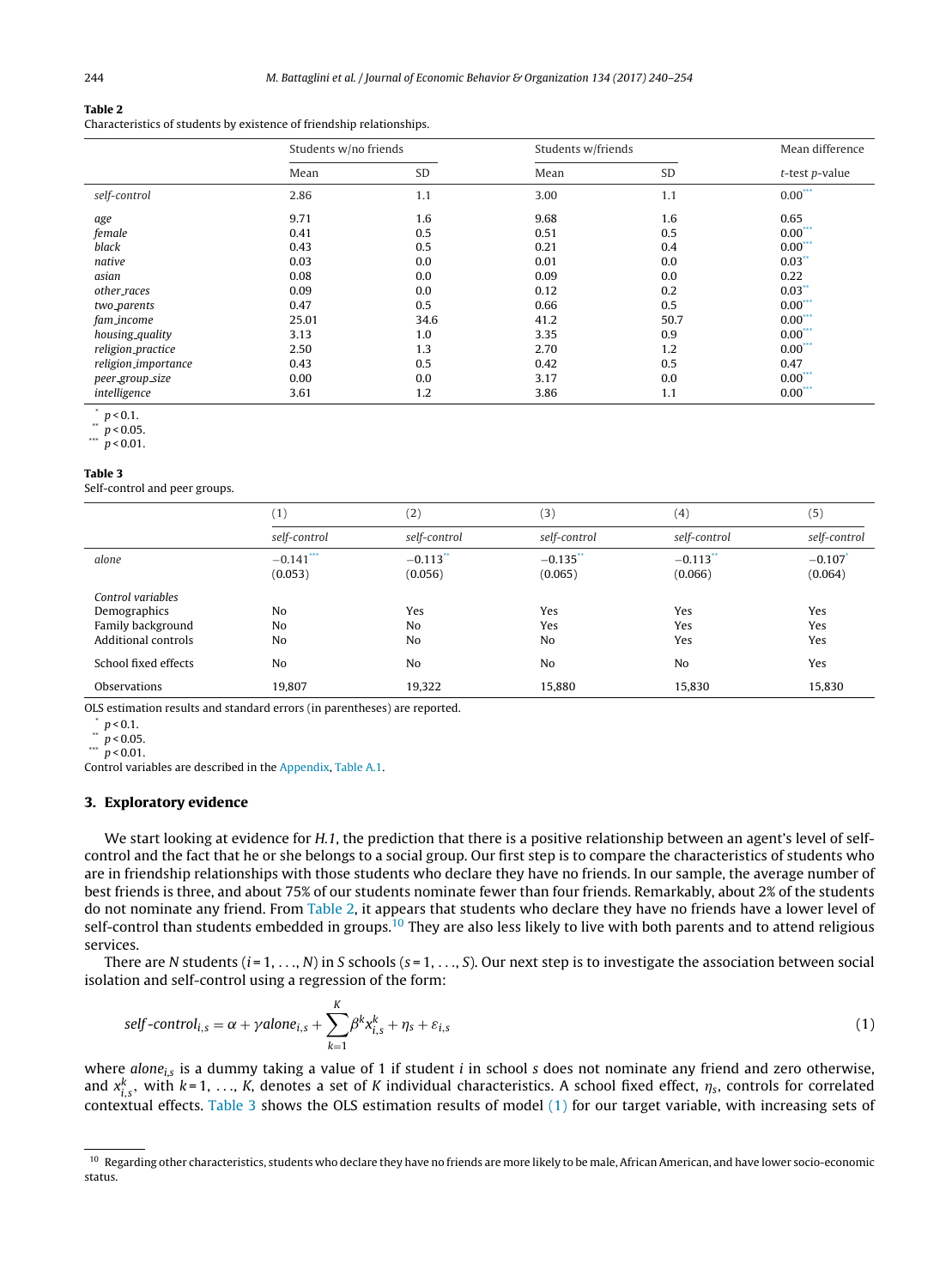**Table 2**

Characteristics of students by existence of friendship relationships.

| | Students w/no friends | | Students w/friends | | Mean difference |
|---|---|---|---|---|---|
| | Mean | SD | Mean | SD | *t*-test *p*-value |
| *self-control* | 2.86 | 1.1 | 3.00 | 1.1 | 0.00*** |
| *age* | 9.71 | 1.6 | 9.68 | 1.6 | 0.65 |
| *female* | 0.41 | 0.5 | 0.51 | 0.5 | 0.00*** |
| *black* | 0.43 | 0.5 | 0.21 | 0.4 | 0.00*** |
| *native* | 0.03 | 0.0 | 0.01 | 0.0 | 0.03** |
| *asian* | 0.08 | 0.0 | 0.09 | 0.0 | 0.22 |
| *other_races* | 0.09 | 0.0 | 0.12 | 0.2 | 0.03** |
| *two_parents* | 0.47 | 0.5 | 0.66 | 0.5 | 0.00*** |
| *fam_income* | 25.01 | 34.6 | 41.2 | 50.7 | 0.00*** |
| *housing_quality* | 3.13 | 1.0 | 3.35 | 0.9 | 0.00*** |
| *religion_practice* | 2.50 | 1.3 | 2.70 | 1.2 | 0.00*** |
| *religion_importance* | 0.43 | 0.5 | 0.42 | 0.5 | 0.47 |
| *peer_group_size* | 0.00 | 0.0 | 3.17 | 0.0 | 0.00*** |
| *intelligence* | 3.61 | 1.2 | 3.86 | 1.1 | 0.00*** |

\* $p < 0.1$.
\*\* $p < 0.05$.
\*\*\* $p < 0.01$.

**Table 3**

Self-control and peer groups.

| | (1) | (2) | (3) | (4) | (5) |
|---|---|---|---|---|---|
| | *self-control* | *self-control* | *self-control* | *self-control* | *self-control* |
| *alone* | −0.141*** (0.053) | −0.113** (0.056) | −0.135** (0.065) | −0.113** (0.066) | −0.107* (0.064) |
| Control variables | | | | | |
| Demographics | No | Yes | Yes | Yes | Yes |
| Family background | No | No | Yes | Yes | Yes |
| Additional controls | No | No | No | Yes | Yes |
| School fixed effects | No | No | No | No | Yes |
| Observations | 19,807 | 19,322 | 15,880 | 15,830 | 15,830 |

OLS estimation results and standard errors (in parentheses) are reported.

\* $p < 0.1$.
\*\* $p < 0.05$.
\*\*\* $p < 0.01$.

Control variables are described in the Appendix, Table A.1.

## 3. Exploratory evidence

We start looking at evidence for *H.1*, the prediction that there is a positive relationship between an agent's level of self-control and the fact that he or she belongs to a social group. Our first step is to compare the characteristics of students who are in friendship relationships with those students who declare they have no friends. In our sample, the average number of best friends is three, and about 75% of our students nominate fewer than four friends. Remarkably, about 2% of the students do not nominate any friend. From Table 2, it appears that students who declare they have no friends have a lower level of self-control than students embedded in groups.[10] They are also less likely to live with both parents and to attend religious services.

There are $N$ students ($i = 1, \ldots, N$) in $S$ schools ($s = 1, \ldots, S$). Our next step is to investigate the association between social isolation and self-control using a regression of the form:

$$self\text{-}control_{i,s} = \alpha + \gamma alone_{i,s} + \sum_{k=1}^{K} \beta^k x_{i,s}^k + \eta_s + \varepsilon_{i,s} \tag{1}$$

where $alone_{i,s}$ is a dummy taking a value of 1 if student $i$ in school $s$ does not nominate any friend and zero otherwise, and $x_{i,s}^k$, with $k = 1, \ldots, K$, denotes a set of $K$ individual characteristics. A school fixed effect, $\eta_s$, controls for correlated contextual effects. Table 3 shows the OLS estimation results of model (1) for our target variable, with increasing sets of

[10] Regarding other characteristics, students who declare they have no friends are more likely to be male, African American, and have lower socio-economic status.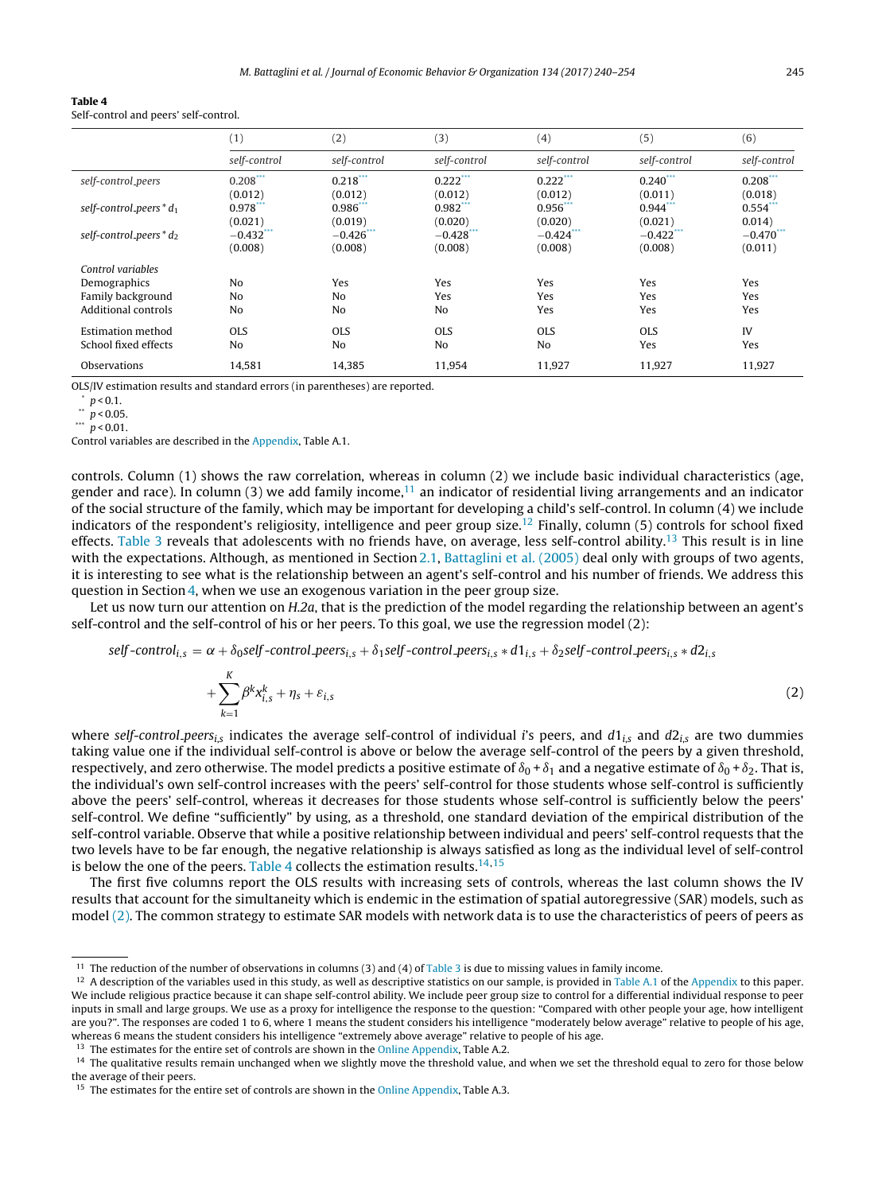**Table 4**
Self-control and peers' self-control.

| | (1) | (2) | (3) | (4) | (5) | (6) |
|---|---|---|---|---|---|---|
| | *self-control* | *self-control* | *self-control* | *self-control* | *self-control* | *self-control* |
| *self-control_peers* | 0.208*** | 0.218*** | 0.222*** | 0.222*** | 0.240*** | 0.208*** |
| | (0.012) | (0.012) | (0.012) | (0.012) | (0.011) | (0.018) |
| *self-control_peers* $* d_1$ | 0.978*** | 0.986*** | 0.982*** | 0.956*** | 0.944*** | 0.554*** |
| | (0.021) | (0.019) | (0.020) | (0.020) | (0.021) | 0.014) |
| *self-control_peers* $* d_2$ | −0.432*** | −0.426*** | −0.428*** | −0.424*** | −0.422*** | −0.470*** |
| | (0.008) | (0.008) | (0.008) | (0.008) | (0.008) | (0.011) |
| *Control variables* | | | | | | |
| Demographics | No | Yes | Yes | Yes | Yes | Yes |
| Family background | No | No | Yes | Yes | Yes | Yes |
| Additional controls | No | No | No | Yes | Yes | Yes |
| Estimation method | OLS | OLS | OLS | OLS | OLS | IV |
| School fixed effects | No | No | No | No | Yes | Yes |
| Observations | 14,581 | 14,385 | 11,954 | 11,927 | 11,927 | 11,927 |

OLS/IV estimation results and standard errors (in parentheses) are reported.
\* $p < 0.1$.
\*\* $p < 0.05$.
\*\*\* $p < 0.01$.
Control variables are described in the Appendix, Table A.1.

controls. Column (1) shows the raw correlation, whereas in column (2) we include basic individual characteristics (age, gender and race). In column (3) we add family income,[11] an indicator of residential living arrangements and an indicator of the social structure of the family, which may be important for developing a child's self-control. In column (4) we include indicators of the respondent's religiosity, intelligence and peer group size.[12] Finally, column (5) controls for school fixed effects. Table 3 reveals that adolescents with no friends have, on average, less self-control ability.[13] This result is in line with the expectations. Although, as mentioned in Section 2.1, Battaglini et al. (2005) deal only with groups of two agents, it is interesting to see what is the relationship between an agent's self-control and his number of friends. We address this question in Section 4, when we use an exogenous variation in the peer group size.

Let us now turn our attention on *H.2a*, that is the prediction of the model regarding the relationship between an agent's self-control and the self-control of his or her peers. To this goal, we use the regression model (2):

$$self\text{-}control_{i,s} = \alpha + \delta_0 self\text{-}control\_peers_{i,s} + \delta_1 self\text{-}control\_peers_{i,s} * d1_{i,s} + \delta_2 self\text{-}control\_peers_{i,s} * d2_{i,s} + \sum_{k=1}^{K} \beta^k x_{i,s}^k + \eta_s + \varepsilon_{i,s} \tag{2}$$

where *self-control_peers*$_{i,s}$ indicates the average self-control of individual *i*'s peers, and $d1_{i,s}$ and $d2_{i,s}$ are two dummies taking value one if the individual self-control is above or below the average self-control of the peers by a given threshold, respectively, and zero otherwise. The model predicts a positive estimate of $\delta_0 + \delta_1$ and a negative estimate of $\delta_0 + \delta_2$. That is, the individual's own self-control increases with the peers' self-control for those students whose self-control is sufficiently above the peers' self-control, whereas it decreases for those students whose self-control is sufficiently below the peers' self-control. We define "sufficiently" by using, as a threshold, one standard deviation of the empirical distribution of the self-control variable. Observe that while a positive relationship between individual and peers' self-control requests that the two levels have to be far enough, the negative relationship is always satisfied as long as the individual level of self-control is below the one of the peers. Table 4 collects the estimation results.[14,15]

The first five columns report the OLS results with increasing sets of controls, whereas the last column shows the IV results that account for the simultaneity which is endemic in the estimation of spatial autoregressive (SAR) models, such as model (2). The common strategy to estimate SAR models with network data is to use the characteristics of peers of peers as

---

[11] The reduction of the number of observations in columns (3) and (4) of Table 3 is due to missing values in family income.

[12] A description of the variables used in this study, as well as descriptive statistics on our sample, is provided in Table A.1 of the Appendix to this paper. We include religious practice because it can shape self-control ability. We include peer group size to control for a differential individual response to peer inputs in small and large groups. We use as a proxy for intelligence the response to the question: "Compared with other people your age, how intelligent are you?". The responses are coded 1 to 6, where 1 means the student considers his intelligence "moderately below average" relative to people of his age, whereas 6 means the student considers his intelligence "extremely above average" relative to people of his age.

[13] The estimates for the entire set of controls are shown in the Online Appendix, Table A.2.

[14] The qualitative results remain unchanged when we slightly move the threshold value, and when we set the threshold equal to zero for those below the average of their peers.

[15] The estimates for the entire set of controls are shown in the Online Appendix, Table A.3.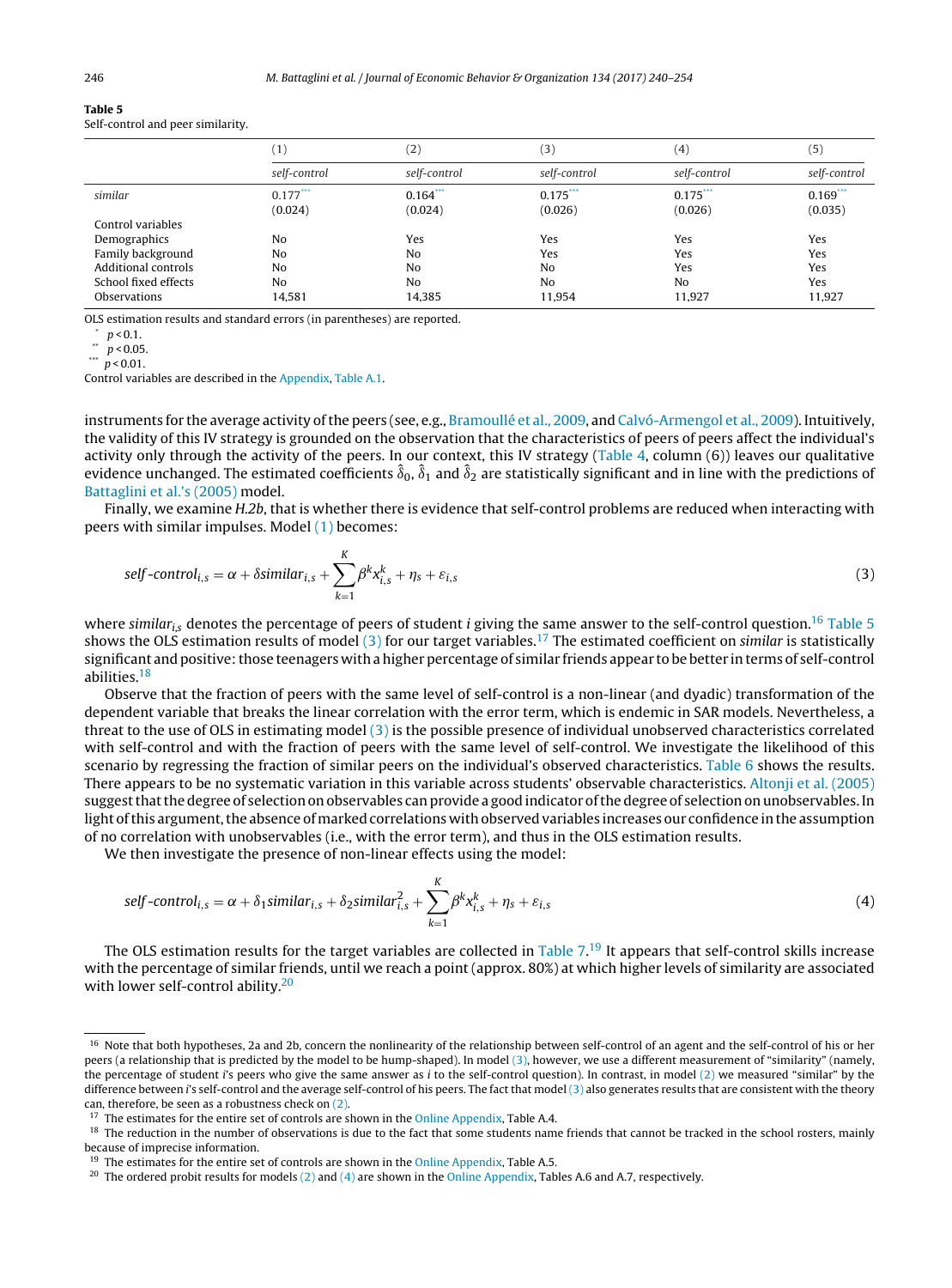**Table 5**
Self-control and peer similarity.

| | (1) | (2) | (3) | (4) | (5) |
|---|---|---|---|---|---|
| | *self-control* | *self-control* | *self-control* | *self-control* | *self-control* |
| *similar* | 0.177*** | 0.164*** | 0.175*** | 0.175*** | 0.169*** |
| | (0.024) | (0.024) | (0.026) | (0.026) | (0.035) |
| Control variables | | | | | |
| Demographics | No | Yes | Yes | Yes | Yes |
| Family background | No | No | Yes | Yes | Yes |
| Additional controls | No | No | No | Yes | Yes |
| School fixed effects | No | No | No | No | Yes |
| Observations | 14,581 | 14,385 | 11,954 | 11,927 | 11,927 |

OLS estimation results and standard errors (in parentheses) are reported.
* $p < 0.1$.
** $p < 0.05$.
*** $p < 0.01$.
Control variables are described in the Appendix, Table A.1.

instruments for the average activity of the peers (see, e.g., Bramoullé et al., 2009, and Calvó-Armengol et al., 2009). Intuitively, the validity of this IV strategy is grounded on the observation that the characteristics of peers of peers affect the individual's activity only through the activity of the peers. In our context, this IV strategy (Table 4, column (6)) leaves our qualitative evidence unchanged. The estimated coefficients $\hat{\delta}_0$, $\hat{\delta}_1$ and $\hat{\delta}_2$ are statistically significant and in line with the predictions of Battaglini et al.'s (2005) model.

Finally, we examine *H.2b*, that is whether there is evidence that self-control problems are reduced when interacting with peers with similar impulses. Model (1) becomes:

$$self\text{-}control_{i,s} = \alpha + \delta similar_{i,s} + \sum_{k=1}^{K} \beta^k x_{i,s}^k + \eta_s + \varepsilon_{i,s} \tag{3}$$

where $similar_{i,s}$ denotes the percentage of peers of student $i$ giving the same answer to the self-control question.[16] Table 5 shows the OLS estimation results of model (3) for our target variables.[17] The estimated coefficient on *similar* is statistically significant and positive: those teenagers with a higher percentage of similar friends appear to be better in terms of self-control abilities.[18]

Observe that the fraction of peers with the same level of self-control is a non-linear (and dyadic) transformation of the dependent variable that breaks the linear correlation with the error term, which is endemic in SAR models. Nevertheless, a threat to the use of OLS in estimating model (3) is the possible presence of individual unobserved characteristics correlated with self-control and with the fraction of peers with the same level of self-control. We investigate the likelihood of this scenario by regressing the fraction of similar peers on the individual's observed characteristics. Table 6 shows the results. There appears to be no systematic variation in this variable across students' observable characteristics. Altonji et al. (2005) suggest that the degree of selection on observables can provide a good indicator of the degree of selection on unobservables. In light of this argument, the absence of marked correlations with observed variables increases our confidence in the assumption of no correlation with unobservables (i.e., with the error term), and thus in the OLS estimation results.

We then investigate the presence of non-linear effects using the model:

$$self\text{-}control_{i,s} = \alpha + \delta_1 similar_{i,s} + \delta_2 similar_{i,s}^2 + \sum_{k=1}^{K} \beta^k x_{i,s}^k + \eta_s + \varepsilon_{i,s} \tag{4}$$

The OLS estimation results for the target variables are collected in Table 7.[19] It appears that self-control skills increase with the percentage of similar friends, until we reach a point (approx. 80%) at which higher levels of similarity are associated with lower self-control ability.[20]

---

[16] Note that both hypotheses, 2a and 2b, concern the nonlinearity of the relationship between self-control of an agent and the self-control of his or her peers (a relationship that is predicted by the model to be hump-shaped). In model (3), however, we use a different measurement of "similarity" (namely, the percentage of student $i$'s peers who give the same answer as $i$ to the self-control question). In contrast, in model (2) we measured "similar" by the difference between $i$'s self-control and the average self-control of his peers. The fact that model (3) also generates results that are consistent with the theory can, therefore, be seen as a robustness check on (2).

[17] The estimates for the entire set of controls are shown in the Online Appendix, Table A.4.

[18] The reduction in the number of observations is due to the fact that some students name friends that cannot be tracked in the school rosters, mainly because of imprecise information.

[19] The estimates for the entire set of controls are shown in the Online Appendix, Table A.5.

[20] The ordered probit results for models (2) and (4) are shown in the Online Appendix, Tables A.6 and A.7, respectively.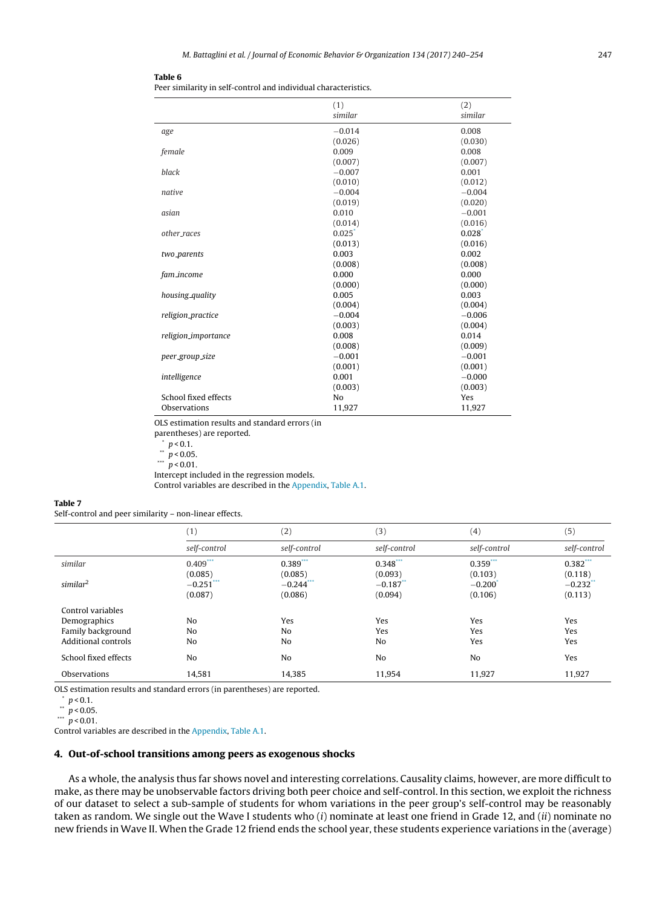**Table 6**
Peer similarity in self-control and individual characteristics.

| | (1) similar | (2) similar |
|---|---|---|
| *age* | −0.014 | 0.008 |
| | (0.026) | (0.030) |
| *female* | 0.009 | 0.008 |
| | (0.007) | (0.007) |
| *black* | −0.007 | 0.001 |
| | (0.010) | (0.012) |
| *native* | −0.004 | −0.004 |
| | (0.019) | (0.020) |
| *asian* | 0.010 | −0.001 |
| | (0.014) | (0.016) |
| *other_races* | 0.025* | 0.028* |
| | (0.013) | (0.016) |
| *two_parents* | 0.003 | 0.002 |
| | (0.008) | (0.008) |
| *fam_income* | 0.000 | 0.000 |
| | (0.000) | (0.000) |
| *housing_quality* | 0.005 | 0.003 |
| | (0.004) | (0.004) |
| *religion_practice* | −0.004 | −0.006 |
| | (0.003) | (0.004) |
| *religion_importance* | 0.008 | 0.014 |
| | (0.008) | (0.009) |
| *peer_group_size* | −0.001 | −0.001 |
| | (0.001) | (0.001) |
| *intelligence* | 0.001 | −0.000 |
| | (0.003) | (0.003) |
| School fixed effects | No | Yes |
| Observations | 11,927 | 11,927 |

OLS estimation results and standard errors (in parentheses) are reported.
* $p < 0.1$.
** $p < 0.05$.
*** $p < 0.01$.
Intercept included in the regression models.
Control variables are described in the Appendix, Table A.1.

**Table 7**
Self-control and peer similarity – non-linear effects.

| | (1) self-control | (2) self-control | (3) self-control | (4) self-control | (5) self-control |
|---|---|---|---|---|---|
| *similar* | 0.409*** | 0.389*** | 0.348*** | 0.359*** | 0.382*** |
| | (0.085) | (0.085) | (0.093) | (0.103) | (0.118) |
| *similar*$^2$ | −0.251*** | −0.244*** | −0.187** | −0.200* | −0.232** |
| | (0.087) | (0.086) | (0.094) | (0.106) | (0.113) |
| Control variables | | | | | |
| Demographics | No | Yes | Yes | Yes | Yes |
| Family background | No | No | Yes | Yes | Yes |
| Additional controls | No | No | No | Yes | Yes |
| School fixed effects | No | No | No | No | Yes |
| Observations | 14,581 | 14,385 | 11,954 | 11,927 | 11,927 |

OLS estimation results and standard errors (in parentheses) are reported.
* $p < 0.1$.
** $p < 0.05$.
*** $p < 0.01$.
Control variables are described in the Appendix, Table A.1.

## 4. Out-of-school transitions among peers as exogenous shocks

As a whole, the analysis thus far shows novel and interesting correlations. Causality claims, however, are more difficult to make, as there may be unobservable factors driving both peer choice and self-control. In this section, we exploit the richness of our dataset to select a sub-sample of students for whom variations in the peer group's self-control may be reasonably taken as random. We single out the Wave I students who (*i*) nominate at least one friend in Grade 12, and (*ii*) nominate no new friends in Wave II. When the Grade 12 friend ends the school year, these students experience variations in the (average)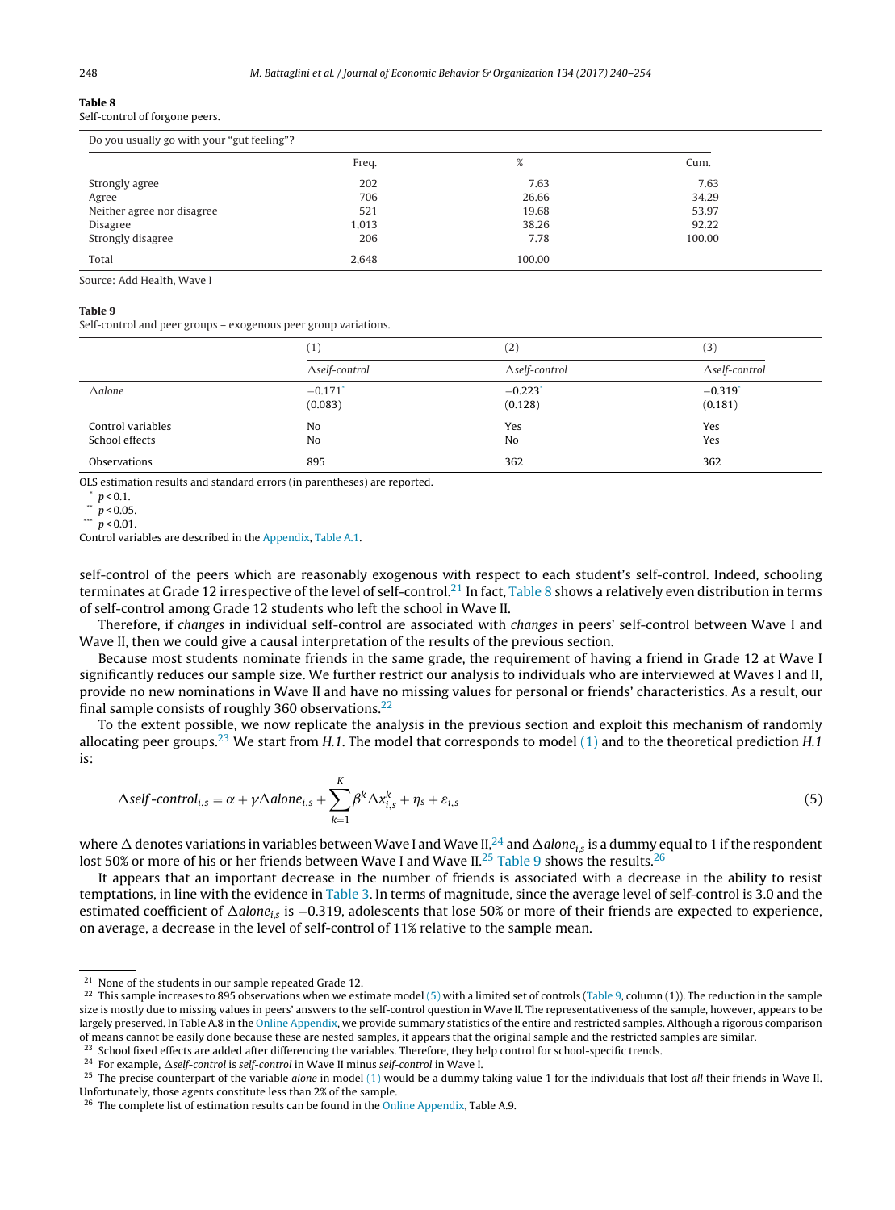**Table 8**
Self-control of forgone peers.

| Do you usually go with your "gut feeling"? | | | |
|---|---|---|---|
| | Freq. | % | Cum. |
| Strongly agree | 202 | 7.63 | 7.63 |
| Agree | 706 | 26.66 | 34.29 |
| Neither agree nor disagree | 521 | 19.68 | 53.97 |
| Disagree | 1,013 | 38.26 | 92.22 |
| Strongly disagree | 206 | 7.78 | 100.00 |
| Total | 2,648 | 100.00 | |

Source: Add Health, Wave I

**Table 9**
Self-control and peer groups – exogenous peer group variations.

| | (1) | (2) | (3) |
|---|---|---|---|
| | Δ*self-control* | Δ*self-control* | Δ*self-control* |
| Δ*alone* | −0.171* | −0.223* | −0.319* |
| | (0.083) | (0.128) | (0.181) |
| Control variables | No | Yes | Yes |
| School effects | No | No | Yes |
| Observations | 895 | 362 | 362 |

OLS estimation results and standard errors (in parentheses) are reported.
\* $p < 0.1$.
\*\* $p < 0.05$.
\*\*\* $p < 0.01$.
Control variables are described in the Appendix, Table A.1.

self-control of the peers which are reasonably exogenous with respect to each student's self-control. Indeed, schooling terminates at Grade 12 irrespective of the level of self-control.[21] In fact, Table 8 shows a relatively even distribution in terms of self-control among Grade 12 students who left the school in Wave II.

Therefore, if *changes* in individual self-control are associated with *changes* in peers' self-control between Wave I and Wave II, then we could give a causal interpretation of the results of the previous section.

Because most students nominate friends in the same grade, the requirement of having a friend in Grade 12 at Wave I significantly reduces our sample size. We further restrict our analysis to individuals who are interviewed at Waves I and II, provide no new nominations in Wave II and have no missing values for personal or friends' characteristics. As a result, our final sample consists of roughly 360 observations.[22]

To the extent possible, we now replicate the analysis in the previous section and exploit this mechanism of randomly allocating peer groups.[23] We start from *H.1*. The model that corresponds to model (1) and to the theoretical prediction *H.1* is:

$$\Delta self\text{-}control_{i,s} = \alpha + \gamma \Delta alone_{i,s} + \sum_{k=1}^{K} \beta^k \Delta x_{i,s}^k + \eta_s + \varepsilon_{i,s} \tag{5}$$

where Δ denotes variations in variables between Wave I and Wave II,[24] and $\Delta alone_{i,s}$ is a dummy equal to 1 if the respondent lost 50% or more of his or her friends between Wave I and Wave II.[25] Table 9 shows the results.[26]

It appears that an important decrease in the number of friends is associated with a decrease in the ability to resist temptations, in line with the evidence in Table 3. In terms of magnitude, since the average level of self-control is 3.0 and the estimated coefficient of $\Delta alone_{i,s}$ is −0.319, adolescents that lose 50% or more of their friends are expected to experience, on average, a decrease in the level of self-control of 11% relative to the sample mean.

---

[21] None of the students in our sample repeated Grade 12.

[22] This sample increases to 895 observations when we estimate model (5) with a limited set of controls (Table 9, column (1)). The reduction in the sample size is mostly due to missing values in peers' answers to the self-control question in Wave II. The representativeness of the sample, however, appears to be largely preserved. In Table A.8 in the Online Appendix, we provide summary statistics of the entire and restricted samples. Although a rigorous comparison of means cannot be easily done because these are nested samples, it appears that the original sample and the restricted samples are similar.

[23] School fixed effects are added after differencing the variables. Therefore, they help control for school-specific trends.

[24] For example, Δ*self-control* is *self-control* in Wave II minus *self-control* in Wave I.

[25] The precise counterpart of the variable *alone* in model (1) would be a dummy taking value 1 for the individuals that lost *all* their friends in Wave II. Unfortunately, those agents constitute less than 2% of the sample.

[26] The complete list of estimation results can be found in the Online Appendix, Table A.9.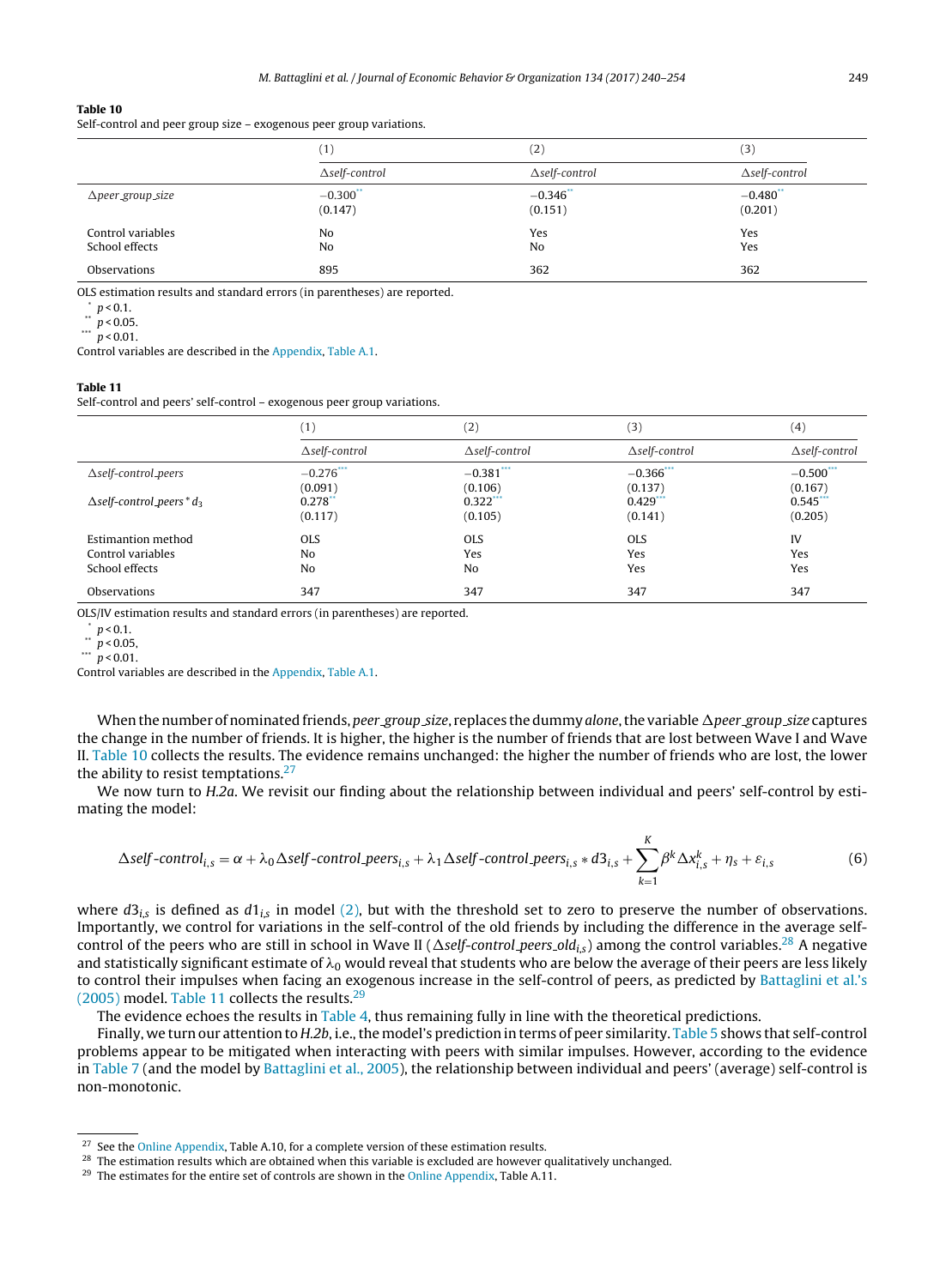**Table 10**
Self-control and peer group size – exogenous peer group variations.

| | (1) | (2) | (3) |
|---|---|---|---|
| | Δ*self-control* | Δ*self-control* | Δ*self-control* |
| Δ*peer_group_size* | −0.300** | −0.346** | −0.480** |
| | (0.147) | (0.151) | (0.201) |
| Control variables | No | Yes | Yes |
| School effects | No | No | Yes |
| Observations | 895 | 362 | 362 |

OLS estimation results and standard errors (in parentheses) are reported.
* $p < 0.1$.
** $p < 0.05$.
*** $p < 0.01$.
Control variables are described in the Appendix, Table A.1.

**Table 11**
Self-control and peers' self-control – exogenous peer group variations.

| | (1) | (2) | (3) | (4) |
|---|---|---|---|---|
| | Δ*self-control* | Δ*self-control* | Δ*self-control* | Δ*self-control* |
| Δ*self-control_peers* | −0.276*** | −0.381*** | −0.366*** | −0.500*** |
| | (0.091) | (0.106) | (0.137) | (0.167) |
| Δ*self-control_peers* * $d_3$ | 0.278** | 0.322*** | 0.429*** | 0.545*** |
| | (0.117) | (0.105) | (0.141) | (0.205) |
| Estimantion method | OLS | OLS | OLS | IV |
| Control variables | No | Yes | Yes | Yes |
| School effects | No | No | Yes | Yes |
| Observations | 347 | 347 | 347 | 347 |

OLS/IV estimation results and standard errors (in parentheses) are reported.
* $p < 0.1$.
** $p < 0.05$,
*** $p < 0.01$.
Control variables are described in the Appendix, Table A.1.

When the number of nominated friends, *peer_group_size*, replaces the dummy *alone*, the variable Δ*peer_group_size* captures the change in the number of friends. It is higher, the higher is the number of friends that are lost between Wave I and Wave II. Table 10 collects the results. The evidence remains unchanged: the higher the number of friends who are lost, the lower the ability to resist temptations.[27]

We now turn to *H.2a*. We revisit our finding about the relationship between individual and peers' self-control by estimating the model:

$$\Delta self\text{-}control_{i,s} = \alpha + \lambda_0 \Delta self\text{-}control\_peers_{i,s} + \lambda_1 \Delta self\text{-}control\_peers_{i,s} * d3_{i,s} + \sum_{k=1}^{K} \beta^k \Delta x_{i,s}^k + \eta_s + \varepsilon_{i,s} \tag{6}$$

where $d3_{i,s}$ is defined as $d1_{i,s}$ in model (2), but with the threshold set to zero to preserve the number of observations. Importantly, we control for variations in the self-control of the old friends by including the difference in the average self-control of the peers who are still in school in Wave II ($\Delta self\text{-}control\_peers\_old_{i,s}$) among the control variables.[28] A negative and statistically significant estimate of $\lambda_0$ would reveal that students who are below the average of their peers are less likely to control their impulses when facing an exogenous increase in the self-control of peers, as predicted by Battaglini et al.'s (2005) model. Table 11 collects the results.[29]

The evidence echoes the results in Table 4, thus remaining fully in line with the theoretical predictions.

Finally, we turn our attention to *H.2b*, i.e., the model's prediction in terms of peer similarity. Table 5 shows that self-control problems appear to be mitigated when interacting with peers with similar impulses. However, according to the evidence in Table 7 (and the model by Battaglini et al., 2005), the relationship between individual and peers' (average) self-control is non-monotonic.

[27] See the Online Appendix, Table A.10, for a complete version of these estimation results.

[28] The estimation results which are obtained when this variable is excluded are however qualitatively unchanged.

[29] The estimates for the entire set of controls are shown in the Online Appendix, Table A.11.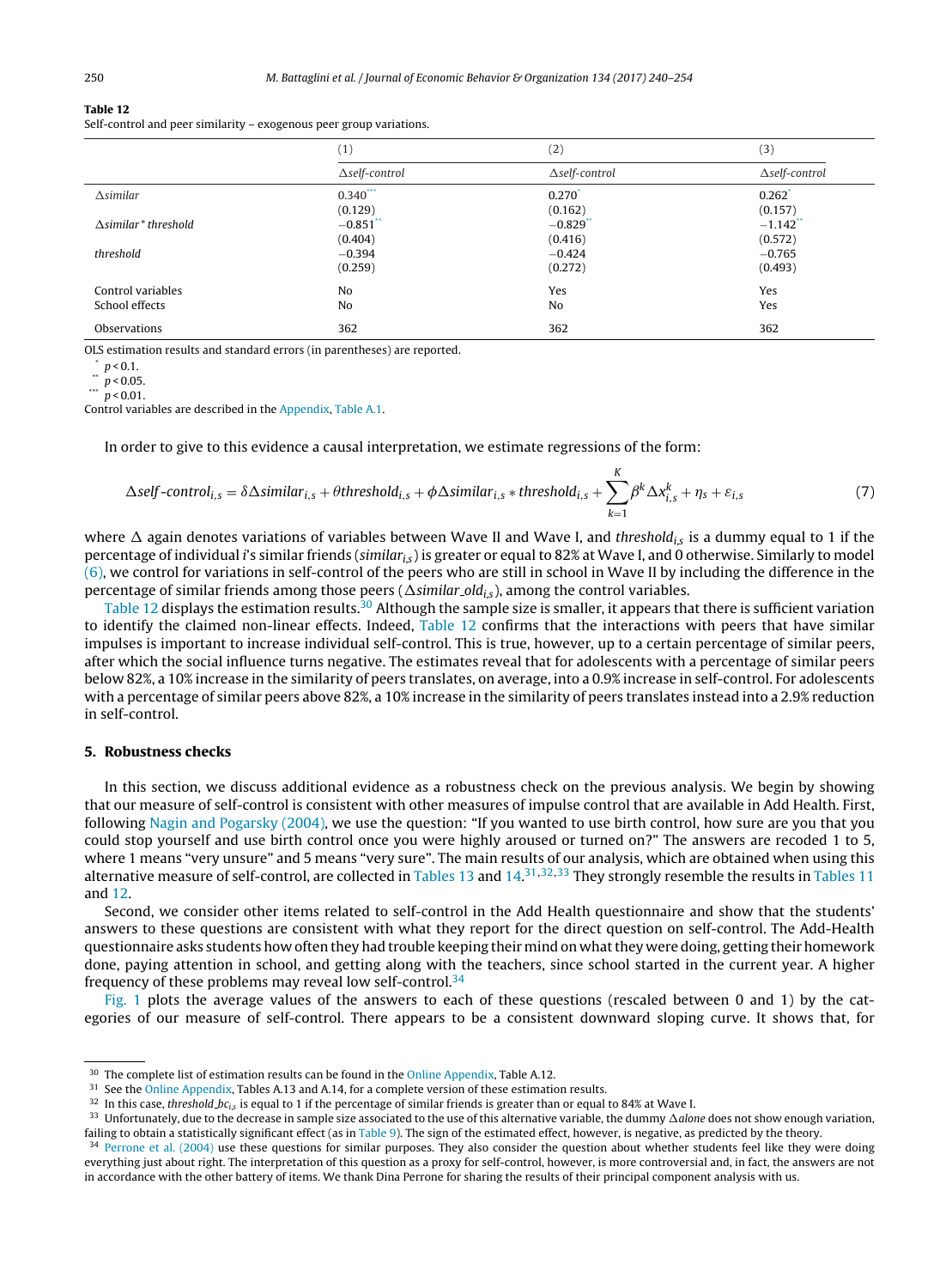**Table 12**

Self-control and peer similarity – exogenous peer group variations.

| | (1) | (2) | (3) |
|---|---|---|---|
| | *Δself-control* | *Δself-control* | *Δself-control* |
| *Δsimilar* | 0.340*** | 0.270* | 0.262* |
| | (0.129) | (0.162) | (0.157) |
| *Δsimilar* threshold* | −0.851** | −0.829** | −1.142** |
| | (0.404) | (0.416) | (0.572) |
| *threshold* | −0.394 | −0.424 | −0.765 |
| | (0.259) | (0.272) | (0.493) |
| Control variables | No | Yes | Yes |
| School effects | No | No | Yes |
| Observations | 362 | 362 | 362 |

OLS estimation results and standard errors (in parentheses) are reported.

\* $p < 0.1$.

\*\* $p < 0.05$.

\*\*\* $p < 0.01$.

Control variables are described in the Appendix, Table A.1.

In order to give to this evidence a causal interpretation, we estimate regressions of the form:

$$\Delta self\text{-}control_{i,s} = \delta \Delta similar_{i,s} + \theta threshold_{i,s} + \phi \Delta similar_{i,s} * threshold_{i,s} + \sum_{k=1}^{K} \beta^k \Delta x_{i,s}^k + \eta_s + \varepsilon_{i,s} \quad (7)$$

where $\Delta$ again denotes variations of variables between Wave II and Wave I, and $threshold_{i,s}$ is a dummy equal to 1 if the percentage of individual $i$'s similar friends ($similar_{i,s}$) is greater or equal to 82% at Wave I, and 0 otherwise. Similarly to model (6), we control for variations in self-control of the peers who are still in school in Wave II by including the difference in the percentage of similar friends among those peers ($\Delta similar\_old_{i,s}$), among the control variables.

Table 12 displays the estimation results.[30] Although the sample size is smaller, it appears that there is sufficient variation to identify the claimed non-linear effects. Indeed, Table 12 confirms that the interactions with peers that have similar impulses is important to increase individual self-control. This is true, however, up to a certain percentage of similar peers, after which the social influence turns negative. The estimates reveal that for adolescents with a percentage of similar peers below 82%, a 10% increase in the similarity of peers translates, on average, into a 0.9% increase in self-control. For adolescents with a percentage of similar peers above 82%, a 10% increase in the similarity of peers translates instead into a 2.9% reduction in self-control.

## 5. Robustness checks

In this section, we discuss additional evidence as a robustness check on the previous analysis. We begin by showing that our measure of self-control is consistent with other measures of impulse control that are available in Add Health. First, following Nagin and Pogarsky (2004), we use the question: "If you wanted to use birth control, how sure are you that you could stop yourself and use birth control once you were highly aroused or turned on?" The answers are recoded 1 to 5, where 1 means "very unsure" and 5 means "very sure". The main results of our analysis, which are obtained when using this alternative measure of self-control, are collected in Tables 13 and 14.[31,32,33] They strongly resemble the results in Tables 11 and 12.

Second, we consider other items related to self-control in the Add Health questionnaire and show that the students' answers to these questions are consistent with what they report for the direct question on self-control. The Add-Health questionnaire asks students how often they had trouble keeping their mind on what they were doing, getting their homework done, paying attention in school, and getting along with the teachers, since school started in the current year. A higher frequency of these problems may reveal low self-control.[34]

Fig. 1 plots the average values of the answers to each of these questions (rescaled between 0 and 1) by the categories of our measure of self-control. There appears to be a consistent downward sloping curve. It shows that, for

---

[30] The complete list of estimation results can be found in the Online Appendix, Table A.12.

[31] See the Online Appendix, Tables A.13 and A.14, for a complete version of these estimation results.

[32] In this case, $threshold\_bc_{i,s}$ is equal to 1 if the percentage of similar friends is greater than or equal to 84% at Wave I.

[33] Unfortunately, due to the decrease in sample size associated to the use of this alternative variable, the dummy $\Delta alone$ does not show enough variation, failing to obtain a statistically significant effect (as in Table 9). The sign of the estimated effect, however, is negative, as predicted by the theory.

[34] Perrone et al. (2004) use these questions for similar purposes. They also consider the question about whether students feel like they were doing everything just about right. The interpretation of this question as a proxy for self-control, however, is more controversial and, in fact, the answers are not in accordance with the other battery of items. We thank Dina Perrone for sharing the results of their principal component analysis with us.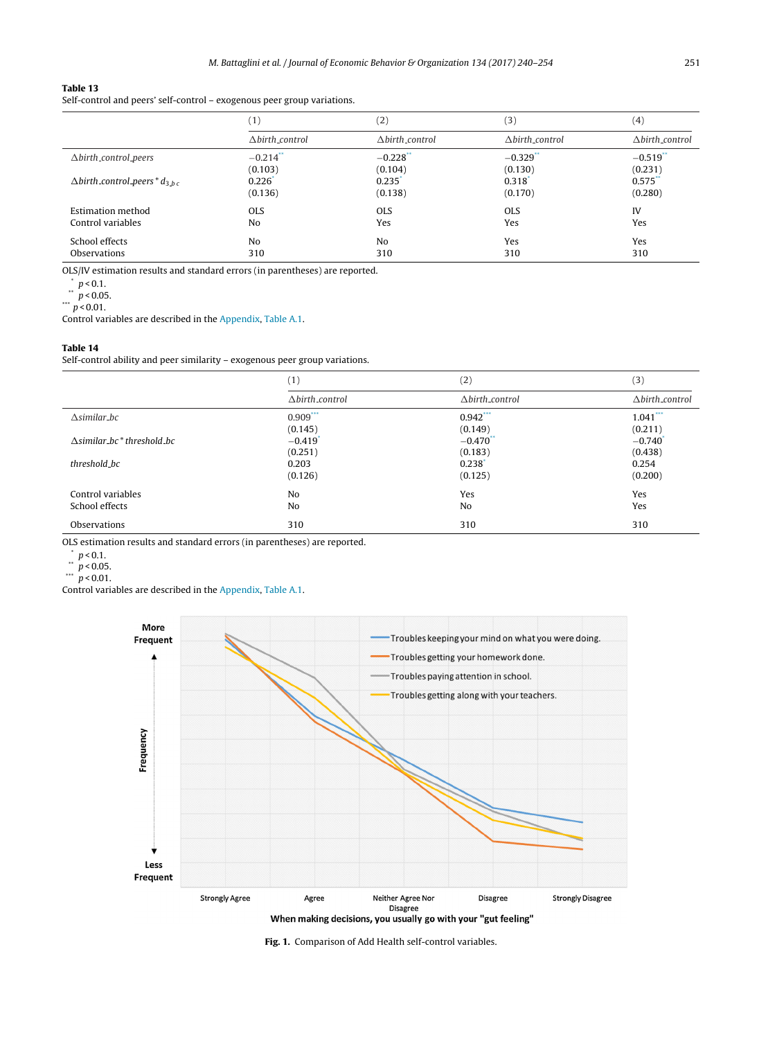**Table 13**
Self-control and peers' self-control – exogenous peer group variations.

| | (1) | (2) | (3) | (4) |
|---|---|---|---|---|
| | $\Delta$*birth_control* | $\Delta$*birth_control* | $\Delta$*birth_control* | $\Delta$*birth_control* |
| $\Delta$*birth_control_peers* | −0.214** | −0.228** | −0.329** | −0.519** |
| | (0.103) | (0.104) | (0.130) | (0.231) |
| $\Delta$*birth_control_peers* * $d_{3\_bc}$ | 0.226* | 0.235* | 0.318* | 0.575** |
| | (0.136) | (0.138) | (0.170) | (0.280) |
| Estimation method | OLS | OLS | OLS | IV |
| Control variables | No | Yes | Yes | Yes |
| School effects | No | No | Yes | Yes |
| Observations | 310 | 310 | 310 | 310 |

OLS/IV estimation results and standard errors (in parentheses) are reported.
\* $p < 0.1$.
\** $p < 0.05$.
\*** $p < 0.01$.
Control variables are described in the Appendix, Table A.1.

**Table 14**
Self-control ability and peer similarity – exogenous peer group variations.

| | (1) | (2) | (3) |
|---|---|---|---|
| | $\Delta$*birth_control* | $\Delta$*birth_control* | $\Delta$*birth_control* |
| $\Delta$*similar_bc* | 0.909*** | 0.942*** | 1.041*** |
| | (0.145) | (0.149) | (0.211) |
| $\Delta$*similar_bc* * *threshold_bc* | −0.419* | −0.470** | −0.740* |
| | (0.251) | (0.183) | (0.438) |
| *threshold_bc* | 0.203 | 0.238* | 0.254 |
| | (0.126) | (0.125) | (0.200) |
| Control variables | No | Yes | Yes |
| School effects | No | No | Yes |
| Observations | 310 | 310 | 310 |

OLS estimation results and standard errors (in parentheses) are reported.
\* $p < 0.1$.
\** $p < 0.05$.
\*** $p < 0.01$.
Control variables are described in the Appendix, Table A.1.

**Fig. 1.** Comparison of Add Health self-control variables.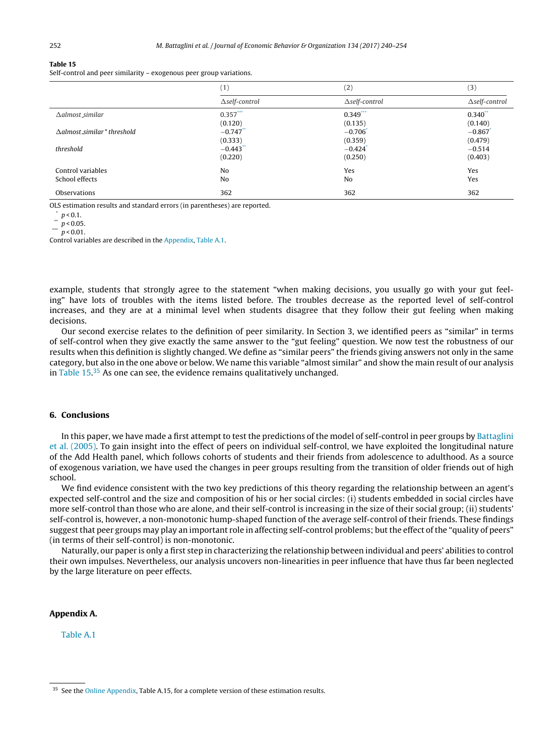**Table 15**
Self-control and peer similarity – exogenous peer group variations.

| | (1) | (2) | (3) |
|---|---|---|---|
| | *Δself-control* | *Δself-control* | *Δself-control* |
| *Δalmost_similar* | 0.357*** | 0.349*** | 0.340** |
| | (0.120) | (0.135) | (0.140) |
| *Δalmost_similar * threshold* | −0.747** | −0.706* | −0.867* |
| | (0.333) | (0.359) | (0.479) |
| *threshold* | −0.443** | −0.424* | −0.514 |
| | (0.220) | (0.250) | (0.403) |
| Control variables | No | Yes | Yes |
| School effects | No | No | Yes |
| Observations | 362 | 362 | 362 |

OLS estimation results and standard errors (in parentheses) are reported.

\* $p < 0.1$.

\*\* $p < 0.05$.

\*\*\* $p < 0.01$.

Control variables are described in the Appendix, Table A.1.

example, students that strongly agree to the statement "when making decisions, you usually go with your gut feeling" have lots of troubles with the items listed before. The troubles decrease as the reported level of self-control increases, and they are at a minimal level when students disagree that they follow their gut feeling when making decisions.

Our second exercise relates to the definition of peer similarity. In Section 3, we identified peers as "similar" in terms of self-control when they give exactly the same answer to the "gut feeling" question. We now test the robustness of our results when this definition is slightly changed. We define as "similar peers" the friends giving answers not only in the same category, but also in the one above or below. We name this variable "almost similar" and show the main result of our analysis in Table 15.[35] As one can see, the evidence remains qualitatively unchanged.

## 6. Conclusions

In this paper, we have made a first attempt to test the predictions of the model of self-control in peer groups by Battaglini et al. (2005). To gain insight into the effect of peers on individual self-control, we have exploited the longitudinal nature of the Add Health panel, which follows cohorts of students and their friends from adolescence to adulthood. As a source of exogenous variation, we have used the changes in peer groups resulting from the transition of older friends out of high school.

We find evidence consistent with the two key predictions of this theory regarding the relationship between an agent's expected self-control and the size and composition of his or her social circles: (i) students embedded in social circles have more self-control than those who are alone, and their self-control is increasing in the size of their social group; (ii) students' self-control is, however, a non-monotonic hump-shaped function of the average self-control of their friends. These findings suggest that peer groups may play an important role in affecting self-control problems; but the effect of the "quality of peers" (in terms of their self-control) is non-monotonic.

Naturally, our paper is only a first step in characterizing the relationship between individual and peers' abilities to control their own impulses. Nevertheless, our analysis uncovers non-linearities in peer influence that have thus far been neglected by the large literature on peer effects.

## Appendix A.

Table A.1

[35] See the Online Appendix, Table A.15, for a complete version of these estimation results.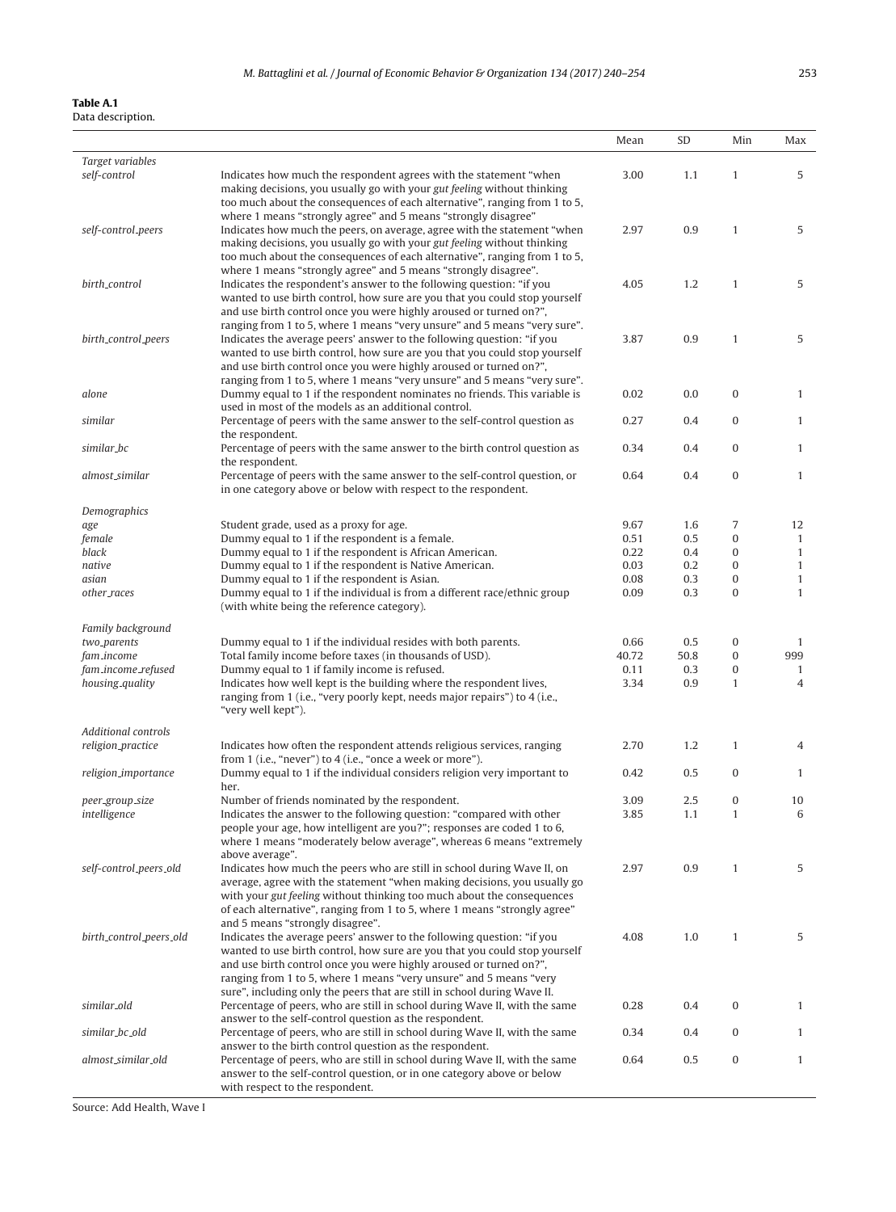**Table A.1**
Data description.

| | | Mean | SD | Min | Max |
|---|---|---|---|---|---|
| *Target variables* | | | | | |
| *self-control* | Indicates how much the respondent agrees with the statement "when making decisions, you usually go with your *gut feeling* without thinking too much about the consequences of each alternative", ranging from 1 to 5, where 1 means "strongly agree" and 5 means "strongly disagree" | 3.00 | 1.1 | 1 | 5 |
| *self-control_peers* | Indicates how much the peers, on average, agree with the statement "when making decisions, you usually go with your *gut feeling* without thinking too much about the consequences of each alternative", ranging from 1 to 5, where 1 means "strongly agree" and 5 means "strongly disagree". | 2.97 | 0.9 | 1 | 5 |
| *birth_control* | Indicates the respondent's answer to the following question: "if you wanted to use birth control, how sure are you that you could stop yourself and use birth control once you were highly aroused or turned on?", ranging from 1 to 5, where 1 means "very unsure" and 5 means "very sure". | 4.05 | 1.2 | 1 | 5 |
| *birth_control_peers* | Indicates the average peers' answer to the following question: "if you wanted to use birth control, how sure are you that you could stop yourself and use birth control once you were highly aroused or turned on?", ranging from 1 to 5, where 1 means "very unsure" and 5 means "very sure". | 3.87 | 0.9 | 1 | 5 |
| *alone* | Dummy equal to 1 if the respondent nominates no friends. This variable is used in most of the models as an additional control. | 0.02 | 0.0 | 0 | 1 |
| *similar* | Percentage of peers with the same answer to the self-control question as the respondent. | 0.27 | 0.4 | 0 | 1 |
| *similar_bc* | Percentage of peers with the same answer to the birth control question as the respondent. | 0.34 | 0.4 | 0 | 1 |
| *almost_similar* | Percentage of peers with the same answer to the self-control question, or in one category above or below with respect to the respondent. | 0.64 | 0.4 | 0 | 1 |
| *Demographics* | | | | | |
| *age* | Student grade, used as a proxy for age. | 9.67 | 1.6 | 7 | 12 |
| *female* | Dummy equal to 1 if the respondent is a female. | 0.51 | 0.5 | 0 | 1 |
| *black* | Dummy equal to 1 if the respondent is African American. | 0.22 | 0.4 | 0 | 1 |
| *native* | Dummy equal to 1 if the respondent is Native American. | 0.03 | 0.2 | 0 | 1 |
| *asian* | Dummy equal to 1 if the respondent is Asian. | 0.08 | 0.3 | 0 | 1 |
| *other_races* | Dummy equal to 1 if the individual is from a different race/ethnic group (with white being the reference category). | 0.09 | 0.3 | 0 | 1 |
| *Family background* | | | | | |
| *two_parents* | Dummy equal to 1 if the individual resides with both parents. | 0.66 | 0.5 | 0 | 1 |
| *fam_income* | Total family income before taxes (in thousands of USD). | 40.72 | 50.8 | 0 | 999 |
| *fam_income_refused* | Dummy equal to 1 if family income is refused. | 0.11 | 0.3 | 0 | 1 |
| *housing_quality* | Indicates how well kept is the building where the respondent lives, ranging from 1 (i.e., "very poorly kept, needs major repairs") to 4 (i.e., "very well kept"). | 3.34 | 0.9 | 1 | 4 |
| *Additional controls* | | | | | |
| *religion_practice* | Indicates how often the respondent attends religious services, ranging from 1 (i.e., "never") to 4 (i.e., "once a week or more"). | 2.70 | 1.2 | 1 | 4 |
| *religion_importance* | Dummy equal to 1 if the individual considers religion very important to her. | 0.42 | 0.5 | 0 | 1 |
| *peer_group_size* | Number of friends nominated by the respondent. | 3.09 | 2.5 | 0 | 10 |
| *intelligence* | Indicates the answer to the following question: "compared with other people your age, how intelligent are you?"; responses are coded 1 to 6, where 1 means "moderately below average", whereas 6 means "extremely above average". | 3.85 | 1.1 | 1 | 6 |
| *self-control_peers_old* | Indicates how much the peers who are still in school during Wave II, on average, agree with the statement "when making decisions, you usually go with your *gut feeling* without thinking too much about the consequences of each alternative", ranging from 1 to 5, where 1 means "strongly agree" and 5 means "strongly disagree". | 2.97 | 0.9 | 1 | 5 |
| *birth_control_peers_old* | Indicates the average peers' answer to the following question: "if you wanted to use birth control, how sure are you that you could stop yourself and use birth control once you were highly aroused or turned on?", ranging from 1 to 5, where 1 means "very unsure" and 5 means "very sure", including only the peers that are still in school during Wave II. | 4.08 | 1.0 | 1 | 5 |
| *similar_old* | Percentage of peers, who are still in school during Wave II, with the same answer to the self-control question as the respondent. | 0.28 | 0.4 | 0 | 1 |
| *similar_bc_old* | Percentage of peers, who are still in school during Wave II, with the same answer to the birth control question as the respondent. | 0.34 | 0.4 | 0 | 1 |
| *almost_similar_old* | Percentage of peers, who are still in school during Wave II, with the same answer to the self-control question, or in one category above or below with respect to the respondent. | 0.64 | 0.5 | 0 | 1 |

Source: Add Health, Wave I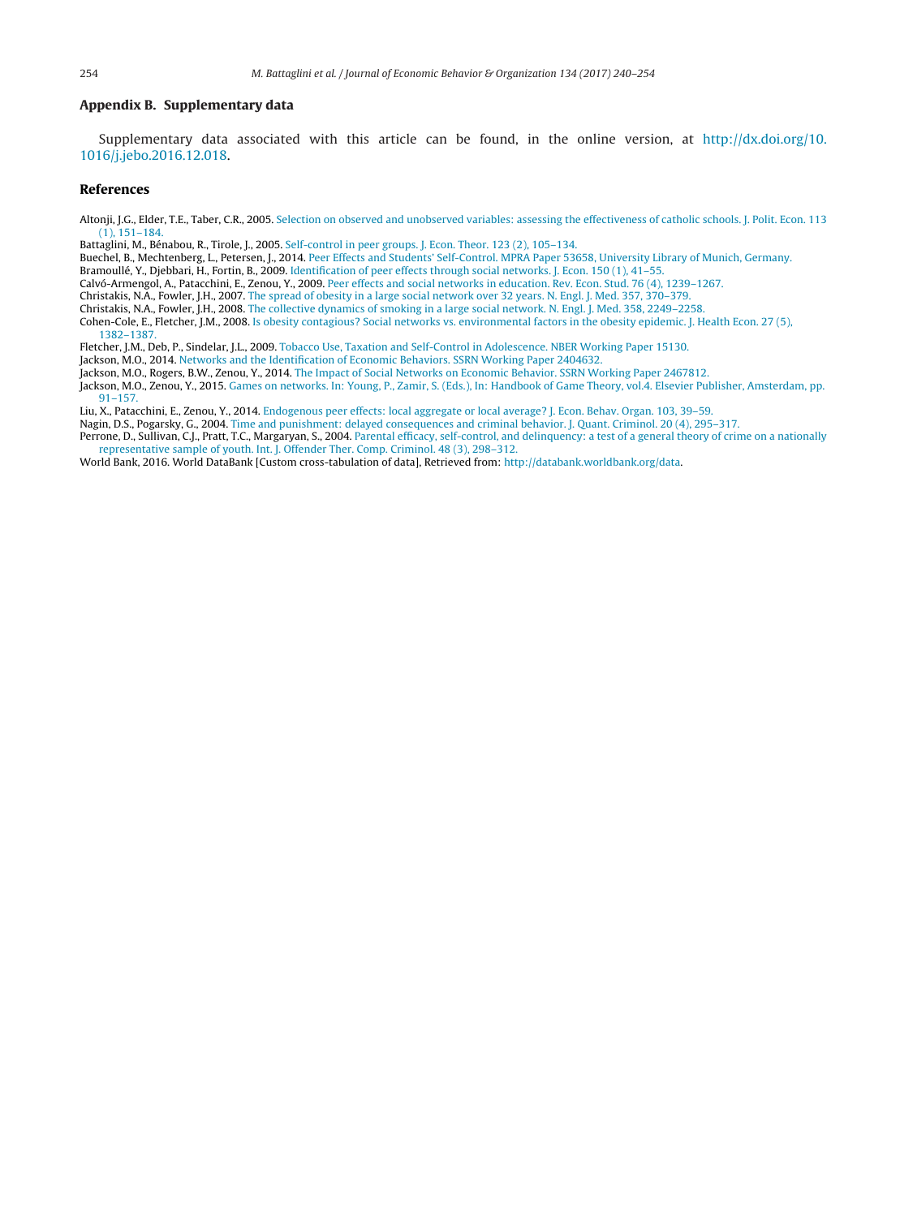## Appendix B. Supplementary data

Supplementary data associated with this article can be found, in the online version, at http://dx.doi.org/10.1016/j.jebo.2016.12.018.

## References

Altonji, J.G., Elder, T.E., Taber, C.R., 2005. Selection on observed and unobserved variables: assessing the effectiveness of catholic schools. J. Polit. Econ. 113 (1), 151–184.

Battaglini, M., Bénabou, R., Tirole, J., 2005. Self-control in peer groups. J. Econ. Theor. 123 (2), 105–134.

Buechel, B., Mechtenberg, L., Petersen, J., 2014. Peer Effects and Students' Self-Control. MPRA Paper 53658, University Library of Munich, Germany.

Bramoullé, Y., Djebbari, H., Fortin, B., 2009. Identification of peer effects through social networks. J. Econ. 150 (1), 41–55.

Calvó-Armengol, A., Patacchini, E., Zenou, Y., 2009. Peer effects and social networks in education. Rev. Econ. Stud. 76 (4), 1239–1267.

Christakis, N.A., Fowler, J.H., 2007. The spread of obesity in a large social network over 32 years. N. Engl. J. Med. 357, 370–379.

Christakis, N.A., Fowler, J.H., 2008. The collective dynamics of smoking in a large social network. N. Engl. J. Med. 358, 2249–2258.

Cohen-Cole, E., Fletcher, J.M., 2008. Is obesity contagious? Social networks vs. environmental factors in the obesity epidemic. J. Health Econ. 27 (5), 1382–1387.

Fletcher, J.M., Deb, P., Sindelar, J.L., 2009. Tobacco Use, Taxation and Self-Control in Adolescence. NBER Working Paper 15130.

Jackson, M.O., 2014. Networks and the Identification of Economic Behaviors. SSRN Working Paper 2404632.

Jackson, M.O., Rogers, B.W., Zenou, Y., 2014. The Impact of Social Networks on Economic Behavior. SSRN Working Paper 2467812.

Jackson, M.O., Zenou, Y., 2015. Games on networks. In: Young, P., Zamir, S. (Eds.), In: Handbook of Game Theory, vol.4. Elsevier Publisher, Amsterdam, pp. 91–157.

Liu, X., Patacchini, E., Zenou, Y., 2014. Endogenous peer effects: local aggregate or local average? J. Econ. Behav. Organ. 103, 39–59.

Nagin, D.S., Pogarsky, G., 2004. Time and punishment: delayed consequences and criminal behavior. J. Quant. Criminol. 20 (4), 295–317.

Perrone, D., Sullivan, C.J., Pratt, T.C., Margaryan, S., 2004. Parental efficacy, self-control, and delinquency: a test of a general theory of crime on a nationally representative sample of youth. Int. J. Offender Ther. Comp. Criminol. 48 (3), 298–312.

World Bank, 2016. World DataBank [Custom cross-tabulation of data], Retrieved from: http://databank.worldbank.org/data.